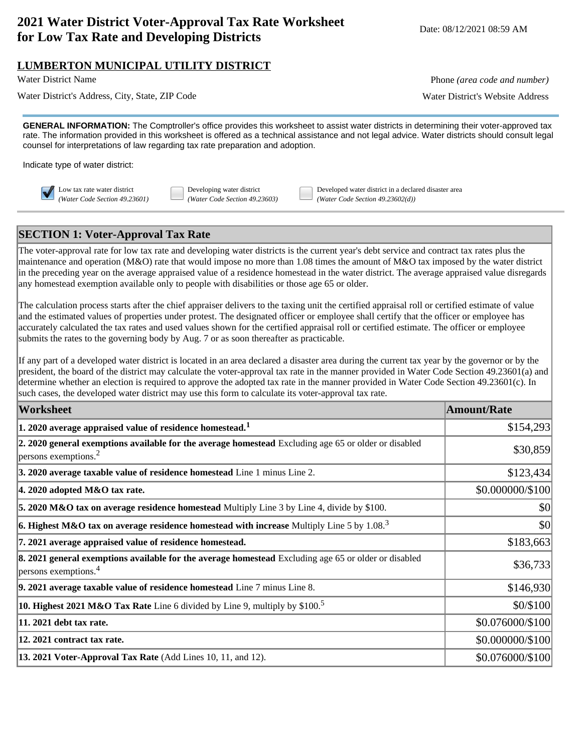# 2021 Water District Voter-Approval Tax Rate Worksheet for Low Tax Rate and Developing Districts

Date: 08/12/2021 08:59 AM

## LUMBERTON MUNICIPAL UTILITY DISTRICT

Water District Name

Phone *(area code and number)*

Water District's Address, City, State, ZIP Code

Water District's Website Address

**GENERAL INFORMATION:** The Comptroller's office provides this worksheet to assist water districts in determining their voter-approved tax rate. The information provided in this worksheet is offered as a technical assistance and not legal advice. Water districts should consult legal counsel for interpretations of law regarding tax rate preparation and adoption.

Indicate type of water district:

- [x] Low tax rate water district *(Water Code Section 49.23601)*
- [ ] Developing water district *(Water Code Section 49.23603)*
- [ ] Developed water district in a declared disaster area *(Water Code Section 49.23602(d))*

## SECTION 1: Voter-Approval Tax Rate

The voter-approval rate for low tax rate and developing water districts is the current year's debt service and contract tax rates plus the maintenance and operation (M&O) rate that would impose no more than 1.08 times the amount of M&O tax imposed by the water district in the preceding year on the average appraised value of a residence homestead in the water district. The average appraised value disregards any homestead exemption available only to people with disabilities or those age 65 or older.

The calculation process starts after the chief appraiser delivers to the taxing unit the certified appraisal roll or certified estimate of value and the estimated values of properties under protest. The designated officer or employee shall certify that the officer or employee has accurately calculated the tax rates and used values shown for the certified appraisal roll or certified estimate. The officer or employee submits the rates to the governing body by Aug. 7 or as soon thereafter as practicable.

If any part of a developed water district is located in an area declared a disaster area during the current tax year by the governor or by the president, the board of the district may calculate the voter-approval tax rate in the manner provided in Water Code Section 49.23601(a) and determine whether an election is required to approve the adopted tax rate in the manner provided in Water Code Section 49.23601(c). In such cases, the developed water district may use this form to calculate its voter-approval tax rate.

| Worksheet | Amount/Rate |
|---|---|
| **1. 2020 average appraised value of residence homestead.**[1] | $154,293 |
| **2. 2020 general exemptions available for the average homestead** Excluding age 65 or older or disabled persons exemptions.[2] | $30,859 |
| **3. 2020 average taxable value of residence homestead** Line 1 minus Line 2. | $123,434 |
| **4. 2020 adopted M&O tax rate.** | $0.000000/$100 |
| **5. 2020 M&O tax on average residence homestead** Multiply Line 3 by Line 4, divide by $100. | $0 |
| **6. Highest M&O tax on average residence homestead with increase** Multiply Line 5 by 1.08.[3] | $0 |
| **7. 2021 average appraised value of residence homestead.** | $183,663 |
| **8. 2021 general exemptions available for the average homestead** Excluding age 65 or older or disabled persons exemptions.[4] | $36,733 |
| **9. 2021 average taxable value of residence homestead** Line 7 minus Line 8. | $146,930 |
| **10. Highest 2021 M&O Tax Rate** Line 6 divided by Line 9, multiply by $100.[5] | $0/$100 |
| **11. 2021 debt tax rate.** | $0.076000/$100 |
| **12. 2021 contract tax rate.** | $0.000000/$100 |
| **13. 2021 Voter-Approval Tax Rate** (Add Lines 10, 11, and 12). | $0.076000/$100 |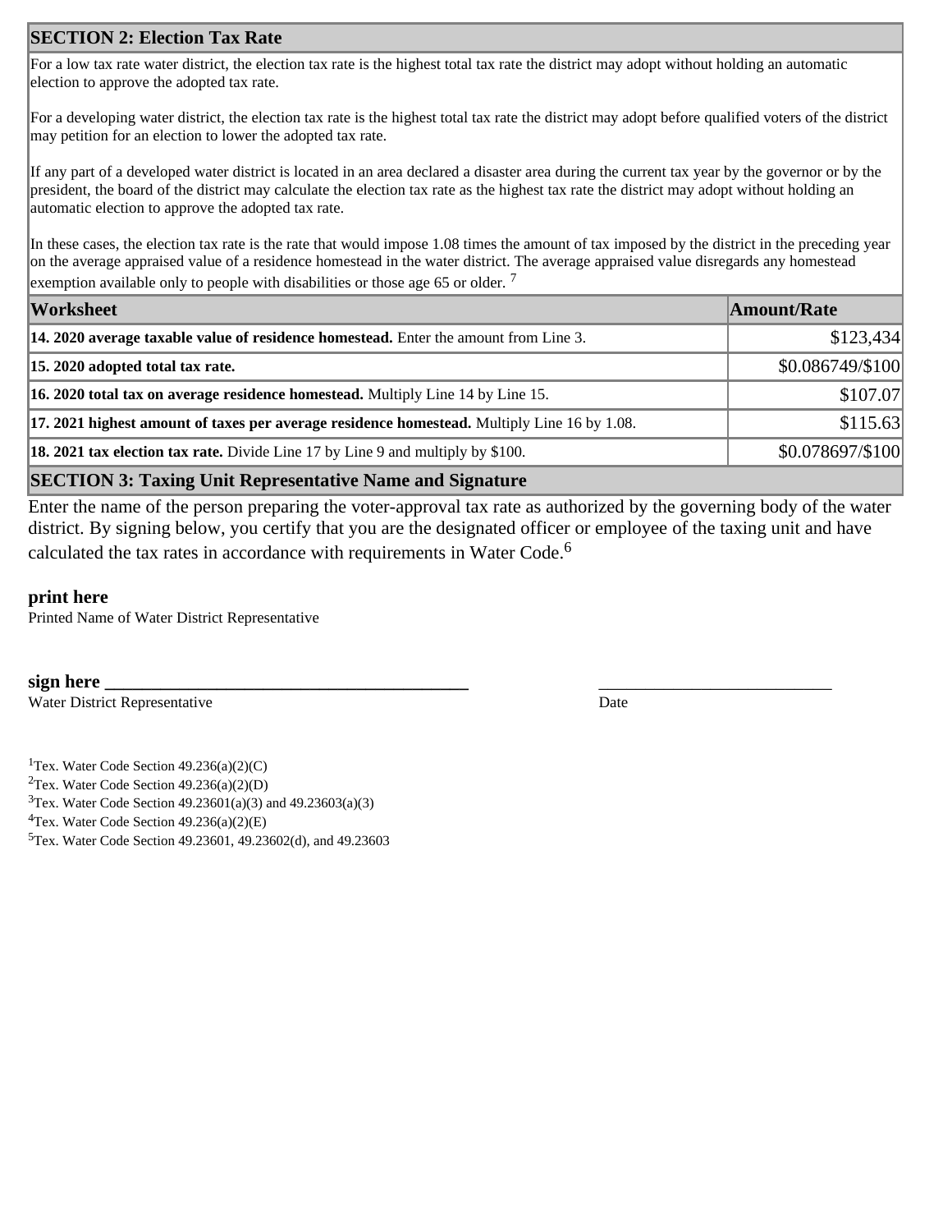## SECTION 2: Election Tax Rate

For a low tax rate water district, the election tax rate is the highest total tax rate the district may adopt without holding an automatic election to approve the adopted tax rate.

For a developing water district, the election tax rate is the highest total tax rate the district may adopt before qualified voters of the district may petition for an election to lower the adopted tax rate.

If any part of a developed water district is located in an area declared a disaster area during the current tax year by the governor or by the president, the board of the district may calculate the election tax rate as the highest tax rate the district may adopt without holding an automatic election to approve the adopted tax rate.

In these cases, the election tax rate is the rate that would impose 1.08 times the amount of tax imposed by the district in the preceding year on the average appraised value of a residence homestead in the water district. The average appraised value disregards any homestead exemption available only to people with disabilities or those age 65 or older. [7]

| Worksheet | Amount/Rate |
|---|---|
| **14. 2020 average taxable value of residence homestead.** Enter the amount from Line 3. | $123,434 |
| **15. 2020 adopted total tax rate.** | $0.086749/$100 |
| **16. 2020 total tax on average residence homestead.** Multiply Line 14 by Line 15. | $107.07 |
| **17. 2021 highest amount of taxes per average residence homestead.** Multiply Line 16 by 1.08. | $115.63 |
| **18. 2021 tax election tax rate.** Divide Line 17 by Line 9 and multiply by $100. | $0.078697/$100 |

## SECTION 3: Taxing Unit Representative Name and Signature

Enter the name of the person preparing the voter-approval tax rate as authorized by the governing body of the water district. By signing below, you certify that you are the designated officer or employee of the taxing unit and have calculated the tax rates in accordance with requirements in Water Code.[6]

**print here**

Printed Name of Water District Representative

**sign here** ______________________________________ ________________________

Water District Representative Date

[1]Tex. Water Code Section 49.236(a)(2)(C)

[2]Tex. Water Code Section 49.236(a)(2)(D)

[3]Tex. Water Code Section 49.23601(a)(3) and 49.23603(a)(3)

[4]Tex. Water Code Section 49.236(a)(2)(E)

[5]Tex. Water Code Section 49.23601, 49.23602(d), and 49.23603